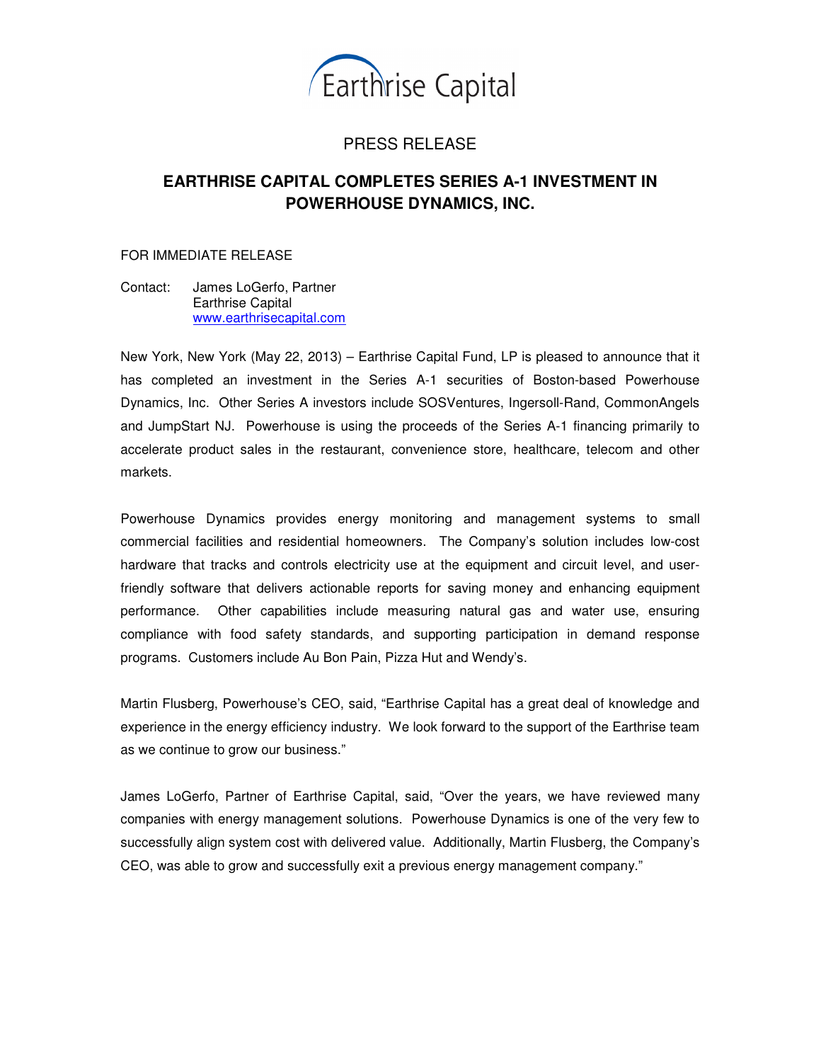Earthrise Capital

PRESS RELEASE

# EARTHRISE CAPITAL COMPLETES SERIES A-1 INVESTMENT IN POWERHOUSE DYNAMICS, INC.

FOR IMMEDIATE RELEASE

Contact: James LoGerfo, Partner
Earthrise Capital
www.earthrisecapital.com

New York, New York (May 22, 2013) – Earthrise Capital Fund, LP is pleased to announce that it has completed an investment in the Series A-1 securities of Boston-based Powerhouse Dynamics, Inc. Other Series A investors include SOSVentures, Ingersoll-Rand, CommonAngels and JumpStart NJ. Powerhouse is using the proceeds of the Series A-1 financing primarily to accelerate product sales in the restaurant, convenience store, healthcare, telecom and other markets.

Powerhouse Dynamics provides energy monitoring and management systems to small commercial facilities and residential homeowners. The Company's solution includes low-cost hardware that tracks and controls electricity use at the equipment and circuit level, and user-friendly software that delivers actionable reports for saving money and enhancing equipment performance. Other capabilities include measuring natural gas and water use, ensuring compliance with food safety standards, and supporting participation in demand response programs. Customers include Au Bon Pain, Pizza Hut and Wendy's.

Martin Flusberg, Powerhouse's CEO, said, "Earthrise Capital has a great deal of knowledge and experience in the energy efficiency industry. We look forward to the support of the Earthrise team as we continue to grow our business."

James LoGerfo, Partner of Earthrise Capital, said, "Over the years, we have reviewed many companies with energy management solutions. Powerhouse Dynamics is one of the very few to successfully align system cost with delivered value. Additionally, Martin Flusberg, the Company's CEO, was able to grow and successfully exit a previous energy management company."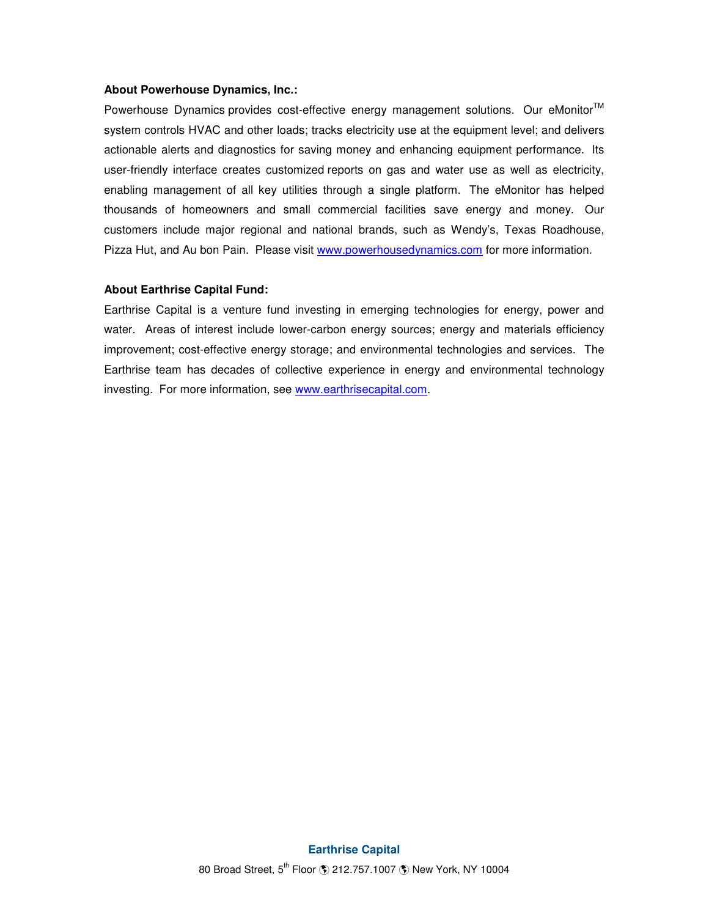**About Powerhouse Dynamics, Inc.:**

Powerhouse Dynamics provides cost-effective energy management solutions. Our eMonitor™ system controls HVAC and other loads; tracks electricity use at the equipment level; and delivers actionable alerts and diagnostics for saving money and enhancing equipment performance. Its user-friendly interface creates customized reports on gas and water use as well as electricity, enabling management of all key utilities through a single platform. The eMonitor has helped thousands of homeowners and small commercial facilities save energy and money. Our customers include major regional and national brands, such as Wendy's, Texas Roadhouse, Pizza Hut, and Au bon Pain. Please visit www.powerhousedynamics.com for more information.

**About Earthrise Capital Fund:**

Earthrise Capital is a venture fund investing in emerging technologies for energy, power and water. Areas of interest include lower-carbon energy sources; energy and materials efficiency improvement; cost-effective energy storage; and environmental technologies and services. The Earthrise team has decades of collective experience in energy and environmental technology investing. For more information, see www.earthrisecapital.com.

**Earthrise Capital**

80 Broad Street, 5th Floor 🌎 212.757.1007 🌎 New York, NY 10004